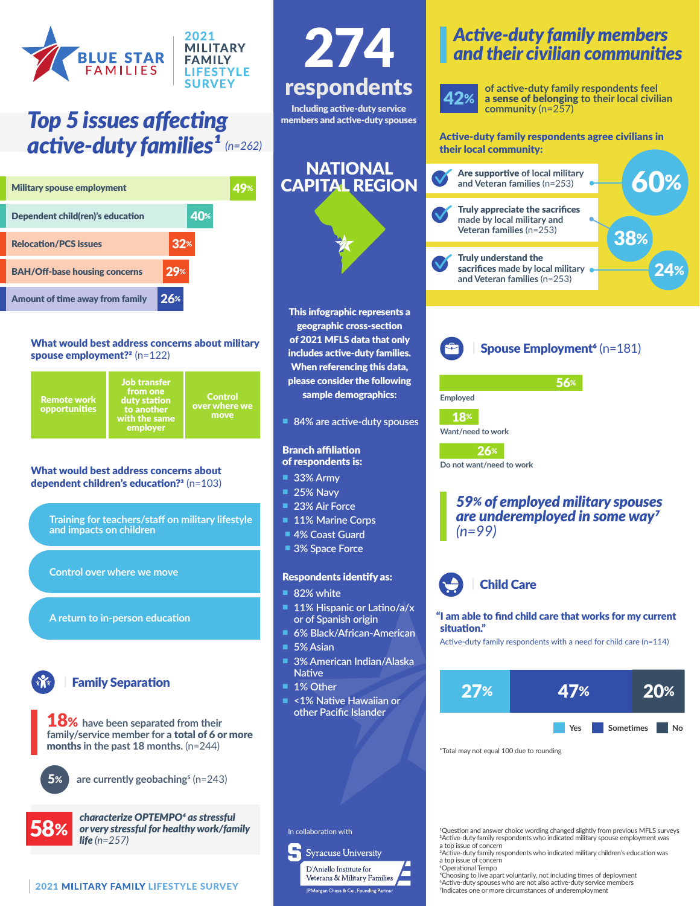# BLUE STAR FAMILIES

2021 MILITARY FAMILY LIFESTYLE SURVEY

## Top 5 issues affecting active-duty families[1] (n=262)

| Issue | % |
|---|---|
| Military spouse employment | 49% |
| Dependent child(ren)'s education | 40% |
| Relocation/PCS issues | 32% |
| BAH/Off-base housing concerns | 29% |
| Amount of time away from family | 26% |

### What would best address concerns about military spouse employment?[2] (n=122)

- Remote work opportunities
- Job transfer from one duty station to another with the same employer
- Control over where we move

### What would best address concerns about dependent children's education?[3] (n=103)

- Training for teachers/staff on military lifestyle and impacts on children
- Control over where we move
- A return to in-person education

### Family Separation

**18%** have been separated from their family/service member for a **total of 6 or more months** in the past 18 months. (n=244)

**5%** are currently geobaching[5] (n=243)

**58%** *characterize OPTEMPO[4] as stressful or very stressful for healthy work/family life (n=257)*

# 274 respondents

Including active-duty service members and active-duty spouses

## NATIONAL CAPITAL REGION

This infographic represents a geographic cross-section of 2021 MFLS data that only includes active-duty families. When referencing this data, please consider the following sample demographics:

- 84% are active-duty spouses

**Branch affiliation of respondents is:**

- 33% Army
- 25% Navy
- 23% Air Force
- 11% Marine Corps
- 4% Coast Guard
- 3% Space Force

**Respondents identify as:**

- 82% white
- 11% Hispanic or Latino/a/x or of Spanish origin
- 6% Black/African-American
- 5% Asian
- 3% American Indian/Alaska Native
- 1% Other
- <1% Native Hawaiian or other Pacific Islander

In collaboration with Syracuse University D'Aniello Institute for Veterans & Military Families, JPMorgan Chase & Co., Founding Partner

## Active-duty family members and their civilian communities

**42%** of active-duty family respondents feel **a sense of belonging** to their local civilian community (n=257)

**Active-duty family respondents agree civilians in their local community:**

- **Are supportive** of local military and Veteran families (n=253) — **60%**
- **Truly appreciate the sacrifices** made by local military and Veteran families (n=253) — **38%**
- **Truly understand the sacrifices** made by local military and Veteran families (n=253) — **24%**

### Spouse Employment[6] (n=181)

| Status | % |
|---|---|
| Employed | 56% |
| Want/need to work | 18% |
| Do not want/need to work | 26% |

***59% of employed military spouses are underemployed in some way[7] (n=99)***

### Child Care

**"I am able to find child care that works for my current situation."**

Active-duty family respondents with a need for child care (n=114)

| Yes | Sometimes | No |
|---|---|---|
| 27% | 47% | 20% |

*Total may not equal 100 due to rounding

[1]Question and answer choice wording changed slightly from previous MFLS surveys
[2]Active-duty family respondents who indicated military spouse employment was a top issue of concern
[3]Active-duty family respondents who indicated military children's education was a top issue of concern
[4]Operational Tempo
[5]Choosing to live apart voluntarily, not including times of deployment
[6]Active-duty spouses who are not also active-duty service members
[7]Indicates one or more circumstances of underemployment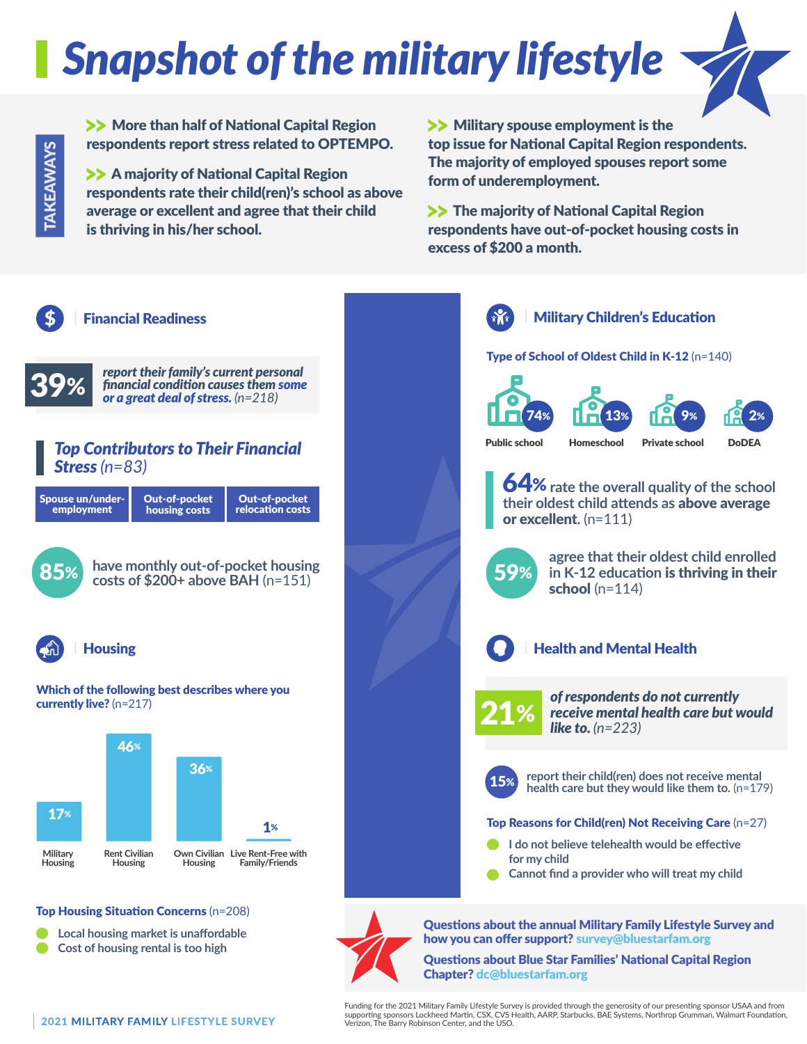# Snapshot of the military lifestyle

**TAKEAWAYS**

>> More than half of National Capital Region respondents report stress related to OPTEMPO.

>> A majority of National Capital Region respondents rate their child(ren)'s school as above average or excellent and agree that their child is thriving in his/her school.

>> Military spouse employment is the top issue for National Capital Region respondents. The majority of employed spouses report some form of underemployment.

>> The majority of National Capital Region respondents have out-of-pocket housing costs in excess of $200 a month.

## Financial Readiness

**39%** *report their family's current personal financial condition causes them* ***some or a great deal of stress.*** *(n=218)*

### *Top Contributors to Their Financial Stress (n=83)*

- Spouse un/under-employment
- Out-of-pocket housing costs
- Out-of-pocket relocation costs

**85%** have monthly out-of-pocket housing costs of $200+ above BAH (n=151)

## Housing

**Which of the following best describes where you currently live?** (n=217)

17% Military Housing
46% Rent Civilian Housing
36% Own Civilian Housing
1% Live Rent-Free with Family/Friends

**Top Housing Situation Concerns** (n=208)

- Local housing market is unaffordable
- Cost of housing rental is too high

## Military Children's Education

**Type of School of Oldest Child in K-12** (n=140)

74% Public school
13% Homeschool
9% Private school
2% DoDEA

**64%** rate the overall quality of the school their oldest child attends as **above average or excellent.** (n=111)

**59%** agree that their oldest child enrolled in K-12 education **is thriving in their school** (n=114)

## Health and Mental Health

**21%** *of respondents do not currently receive mental health care but would like to.* *(n=223)*

**15%** report their child(ren) does not receive mental health care but they would like them to. (n=179)

**Top Reasons for Child(ren) Not Receiving Care** (n=27)

- I do not believe telehealth would be effective for my child
- Cannot find a provider who will treat my child

**Questions about the annual Military Family Lifestyle Survey and how you can offer support?** survey@bluestarfam.org

**Questions about Blue Star Families' National Capital Region Chapter?** dc@bluestarfam.org

Funding for the 2021 Military Family Lifestyle Survey is provided through the generosity of our presenting sponsor USAA and from supporting sponsors Lockheed Martin, CSX, CVS Health, AARP, Starbucks, BAE Systems, Northrop Grumman, Walmart Foundation, Verizon, The Barry Robinson Center, and the USO.

2021 MILITARY FAMILY LIFESTYLE SURVEY